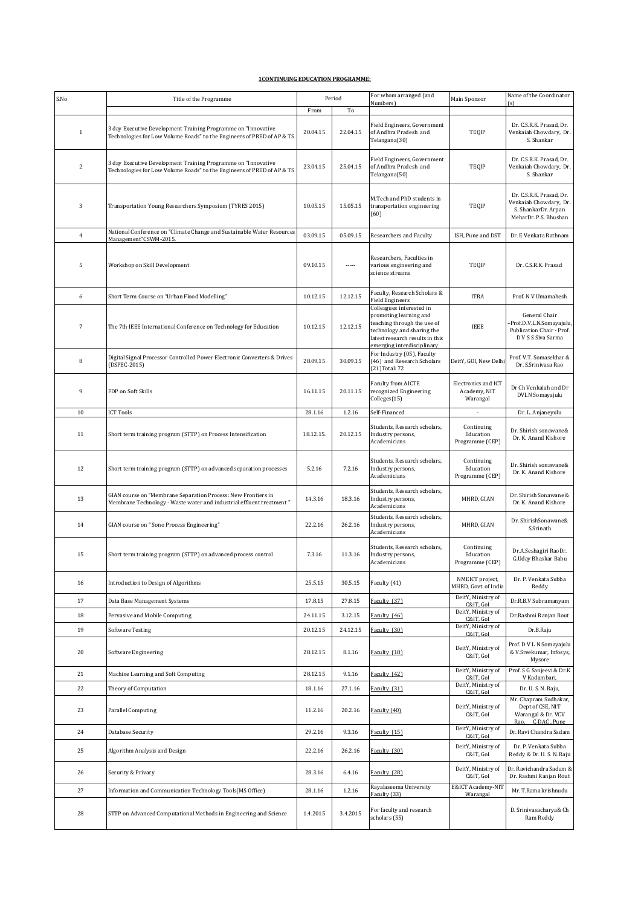**1CONTINUING EDUCATION PROGRAMME:**

| S.No | Title of the Programme | Period | | For whom arranged (and Numbers) | Main Sponsor | Name of the Coordinator (s) |
|---|---|---|---|---|---|---|
| | | From | To | | | |
| 1 | 3 day Executive Development Training Programme on "Innovative Technologies for Low Volume Roads" to the Engineers of PRED of AP & TS | 20.04.15 | 22.04.15 | Field Engineers, Government of Andhra Pradesh and Telangana(30) | TEQIP | Dr. C.S.R.K. Prasad, Dr. Venkaiah Chowdary, Dr. S. Shankar |
| 2 | 3 day Executive Development Training Programme on "Innovative Technologies for Low Volume Roads" to the Engineers of PRED of AP & TS | 23.04.15 | 25.04.15 | Field Engineers, Government of Andhra Pradesh and Telangana(50) | TEQIP | Dr. C.S.R.K. Prasad, Dr. Venkaiah Chowdary, Dr. S. Shankar |
| 3 | Transportation Young Researchers Symposium (TYRES 2015) | 10.05.15 | 15.05.15 | M.Tech and PhD students in transportation engineering (60) | TEQIP | Dr. C.S.R.K. Prasad, Dr. Venkaiah Chowdary, Dr. S. ShankarDr. Arpan MeharDr. P.S. Bhushan |
| 4 | National Conference on "Climate Change and Sustainable Water Resources Management"CSWM-2015. | 03.09.15 | 05.09.15 | Researchers and Faculty | ISH, Pune and DST | Dr. E Venkata Rathnam |
| 5 | Workshop on Skill Development | 09.10.15 | ----- | Researchers, Faculties in various engineering and science streams | TEQIP | Dr. C.S.R.K. Prasad |
| 6 | Short Term Course on "Urban Flood Modelling" | 10.12.15 | 12.12.15 | Faculty, Research Scholars & Field Engineers | ITRA | Prof. N V Umamahesh |
| 7 | The 7th IEEE International Conference on Technology for Education | 10.12.15 | 12.12.15 | Colleagues interested in promoting learning and teaching through the use of technology and sharing the latest research results in this emerging interdisciplinary | IEEE | General Chair –Prof.D.V.L.N.Somayajulu, Publication Chair - Prof. D V S S Siva Sarma |
| 8 | Digital Signal Processor Controlled Power Electronic Converters & Drives (DSPEC-2015) | 28.09.15 | 30.09.15 | For Industry (05), Faculty (46) and Research Scholars (21)Total: 72 | DeitY, GOI, New Delhi | Prof. V.T. Somasekhar & Dr. S.Srinivasa Rao |
| 9 | FDP on Soft Skills | 16.11.15 | 20.11.15 | Faculty from AICTE recognized Engineering Colleges(15) | Electronics and ICT Academy, NIT Warangal | Dr Ch Venkaiah and Dr DVLN Somayajulu |
| 10 | ICT Tools | 28.1.16 | 1.2.16 | Self-Financed | - | Dr. L. Anjaneyulu |
| 11 | Short term training program (STTP) on Process Intensification | 18.12.15. | 20.12.15 | Students, Research scholars, Industry persons, Academicians | Continuing Education Programme (CEP) | Dr. Shirish sonawane& Dr. K. Anand Kishore |
| 12 | Short term training program (STTP) on advanced separation processes | 5.2.16 | 7.2.16 | Students, Research scholars, Industry persons, Academicians | Continuing Education Programme (CEP) | Dr. Shirish sonawane& Dr. K. Anand Kishore |
| 13 | GIAN course on "Membrane Separation Process: New Frontiers in Membrane Technology - Waste water and industrial effluent treatment " | 14.3.16 | 18.3.16 | Students, Research scholars, Industry persons, Academicians | MHRD, GIAN | Dr. Shirish Sonawane & Dr. K. Anand Kishore |
| 14 | GIAN course on " Sono Process Engineering" | 22.2.16 | 26.2.16 | Students, Research scholars, Industry persons, Academicians | MHRD, GIAN | Dr. ShirishSonawane& S.Srinath |
| 15 | Short term training program (STTP) on advanced process control | 7.3.16 | 11.3.16 | Students, Research scholars, Industry persons, Academicians | Continuing Education Programme (CEP) | Dr.A.Seshagiri RaoDr. G.Uday Bhaskar Babu |
| 16 | Introduction to Design of Algorithms | 25.5.15 | 30.5.15 | Faculty (41) | NMEICT project, MHRD, Govt. of India | Dr. P. Venkata Subba Reddy |
| 17 | Data Base Management Systems | 17.8.15 | 27.8.15 | Faculty (37) | DeitY, Ministry of C&IT, GoI | Dr.R.B.V Subramanyam |
| 18 | Pervasive and Mobile Computing | 24.11.15 | 3.12.15 | Faculty (46) | DeitY, Ministry of C&IT, GoI | Dr.Rashmi Ranjan Rout |
| 19 | Software Testing | 20.12.15 | 24.12.15 | Faculty (30) | DeitY, Ministry of C&IT, GoI | Dr.B.Raju |
| 20 | Software Engineering | 28.12.15 | 8.1.16 | Faculty (18) | DeitY, Ministry of C&IT, GoI | Prof. D V L N Somayajulu & V.Sreekumar, Infosys, Mysore |
| 21 | Machine Learning and Soft Computing | 28.12.15 | 9.1.16 | Faculty (42) | DeitY, Ministry of C&IT, GoI | Prof. S G Sanjeevi & Dr.K V Kadambari, |
| 22 | Theory of Computation | 18.1.16 | 27.1.16 | Faculty (31) | DeitY, Ministry of C&IT, GoI | Dr. U. S. N. Raju, |
| 23 | Parallel Computing | 11.2.16 | 20.2.16 | Faculty (40) | DeitY, Ministry of C&IT, GoI | Mr. Chapram Sudhakar, Dept of CSE, NIT Warangal & Dr. VCV Rao, C-DAC , Pune |
| 24 | Database Security | 29.2.16 | 9.3.16 | Faculty (15) | DeitY, Ministry of C&IT, GoI | Dr. Ravi Chandra Sadam |
| 25 | Algorithm Analysis and Design | 22.2.16 | 26.2.16 | Faculty (30) | DeitY, Ministry of C&IT, GoI | Dr. P. Venkata Subba Reddy & Dr. U. S. N. Raju |
| 26 | Security & Privacy | 28.3.16 | 6.4.16 | Faculty (28) | DeitY, Ministry of C&IT, GoI | Dr. Ravichandra Sadam & Dr. Rashmi Ranjan Rout |
| 27 | Information and Communication Technology Tools(MS Office) | 28.1.16 | 1.2.16 | Rayalaseema University Faculty (33) | E&ICT Academy-NIT Warangal | Mr. T.Ramakrishnudu |
| 28 | STTP on Advanced Computational Methods in Engineering and Science | 1.4.2015 | 3.4.2015 | For faculty and research scholars (55) | | D. Srinivasacharya& Ch Ram Reddy |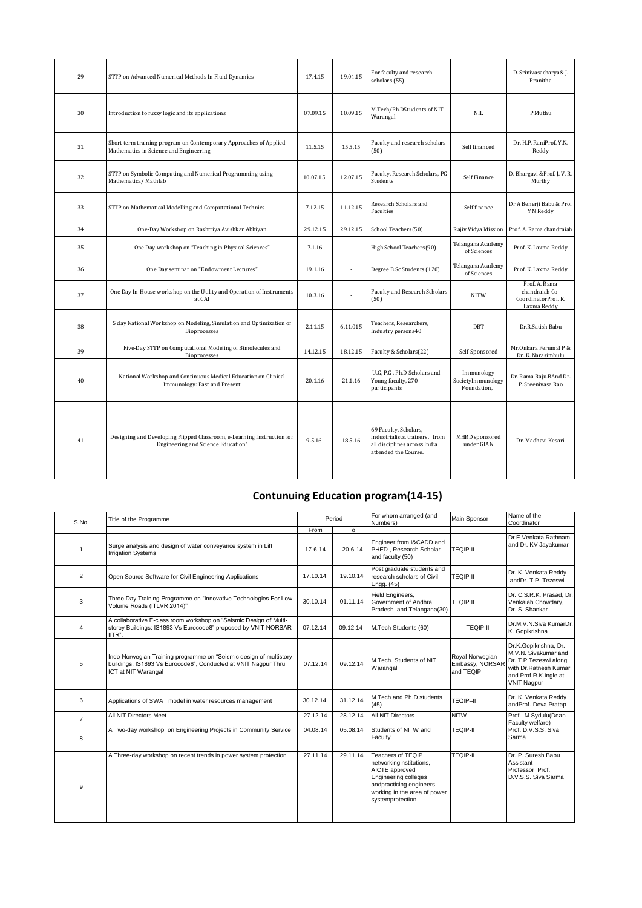| 29 | STTP on Advanced Numerical Methods In Fluid Dynamics | 17.4.15 | 19.04.15 | For faculty and research scholars (55) | | D. Srinivasacharya& J. Pranitha |
|---|---|---|---|---|---|---|
| 30 | Introduction to fuzzy logic and its applications | 07.09.15 | 10.09.15 | M.Tech/Ph.DStudents of NIT Warangal | NIL | P Muthu |
| 31 | Short term training program on Contemporary Approaches of Applied Mathematics in Science and Engineering | 11.5.15 | 15.5.15 | Faculty and research scholars (50) | Self financed | Dr. H.P. RaniProf. Y.N. Reddy |
| 32 | STTP on Symbolic Computing and Numerical Programming using Mathematica/ Mathlab | 10.07.15 | 12.07.15 | Faculty, Research Scholars, PG Students | Self Finance | D. Bhargavi &Prof. J. V. R. Murthy |
| 33 | STTP on Mathematical Modelling and Computational Technics | 7.12.15 | 11.12.15 | Research Scholars and Faculties | Self finance | Dr A Benerji Babu & Prof Y N Reddy |
| 34 | One-Day Workshop on Rashtriya Avishkar Abhiyan | 29.12.15 | 29.12.15 | School Teachers (50) | Rajiv Vidya Mission | Prof. A. Rama chandraiah |
| 35 | One Day workshop on "Teaching in Physical Sciences" | 7.1.16 | - | High School Teachers (90) | Telangana Academy of Sciences | Prof. K. Laxma Reddy |
| 36 | One Day seminar on "Endowment Lectures" | 19.1.16 | - | Degree B.Sc Students (120) | Telangana Academy of Sciences | Prof. K. Laxma Reddy |
| 37 | One Day In-House workshop on the Utility and Operation of Instruments at CAI | 10.3.16 | - | Faculty and Research Scholars (50) | NITW | Prof. A. Rama chandraiah Co-CoordinatorProf. K. Laxma Reddy |
| 38 | 5 day National Workshop on Modeling, Simulation and Optimization of Bioprocesses | 2.11.15 | 6.11.015 | Teachers, Researchers, Industry persons40 | DBT | Dr.R.Satish Babu |
| 39 | Five-Day STTP on Computational Modeling of Bimolecules and Bioprocesses | 14.12.15 | 18.12.15 | Faculty & Scholars(22) | Self-Sponsored | Mr.Onkara Perumal P & Dr. K. Narasimhulu |
| 40 | National Workshop and Continuous Medical Education on Clinical Immunology: Past and Present | 20.1.16 | 21.1.16 | U.G, P.G , Ph.D Scholars and Young faculty, 270 participants | Immunology SocietyImmunology Foundation, | Dr. Rama Raju.BAnd Dr. P. Sreenivasa Rao |
| 41 | Designing and Developing Flipped Classroom, e-Learning Instruction for Engineering and Science Education' | 9.5.16 | 18.5.16 | 69 Faculty, Scholars, industrialists, trainers, from all disciplines across India attended the Course. | MHRD sponsored under GIAN | Dr. Madhavi Kesari |

## Contunuing Education program(14-15)

| S.No. | Title of the Programme | Period | | For whom arranged (and Numbers) | Main Sponsor | Name of the Coordinator |
|---|---|---|---|---|---|---|
| | | From | To | | | |
| 1 | Surge analysis and design of water conveyance system in Lift Irrigation Systems | 17-6-14 | 20-6-14 | Engineer from I&CADD and PHED , Research Scholar and faculty (50) | TEQIP II | Dr E Venkata Rathnam and Dr. KV Jayakumar |
| 2 | Open Source Software for Civil Engineering Applications | 17.10.14 | 19.10.14 | Post graduate students and research scholars of Civil Engg. (45) | TEQIP II | Dr. K. Venkata Reddy andDr. T.P. Tezeswi |
| 3 | Three Day Training Programme on "Innovative Technologies For Low Volume Roads (ITLVR 2014)" | 30.10.14 | 01.11.14 | Field Engineers, Government of Andhra Pradesh and Telangana(30) | TEQIP II | Dr. C.S.R.K. Prasad, Dr. Venkaiah Chowdary, Dr. S. Shankar |
| 4 | A collaborative E-class room workshop on "Seismic Design of Multi-storey Buildings: IS1893 Vs Eurocode8" proposed by VNIT-NORSAR-IITR". | 07.12.14 | 09.12.14 | M.Tech Students (60) | TEQIP-II | Dr.M.V.N.Siva KumarDr. K. Gopikrishna |
| 5 | Indo-Norwegian Training programme on "Seismic design of multistory buildings, IS1893 Vs Eurocode8", Conducted at VNIT Nagpur Thru ICT at NIT Warangal | 07.12.14 | 09.12.14 | M.Tech. Students of NIT Warangal | Royal Norwegian Embassy, NORSAR and TEQIP | Dr.K.Gopikrishna, Dr. M.V.N. Sivakumar and Dr. T.P.Tezeswi along with Dr.Ratnesh Kumar and Prof.R.K.Ingle at VNIT Nagpur |
| 6 | Applications of SWAT model in water resources management | 30.12.14 | 31.12.14 | M.Tech and Ph.D students (45) | TEQIP–II | Dr. K. Venkata Reddy andProf. Deva Pratap |
| 7 | All NIT Directors Meet | 27.12.14 | 28.12.14 | All NIT Directors | NITW | Prof. M Sydulu(Dean Faculty welfare) |
| 8 | A Two-day workshop on Engineering Projects in Community Service | 04.08.14 | 05.08.14 | Students of NITW and Faculty | TEQIP-II | Prof. D.V.S.S. Siva Sarma |
| 9 | A Three-day workshop on recent trends in power system protection | 27.11.14 | 29.11.14 | Teachers of TEQIP networkinginstitutions, AICTE approved Engineering colleges andpracticing engineers working in the area of power systemprotection | TEQIP-II | Dr. P. Suresh Babu Assistant Professor Prof. D.V.S.S. Siva Sarma |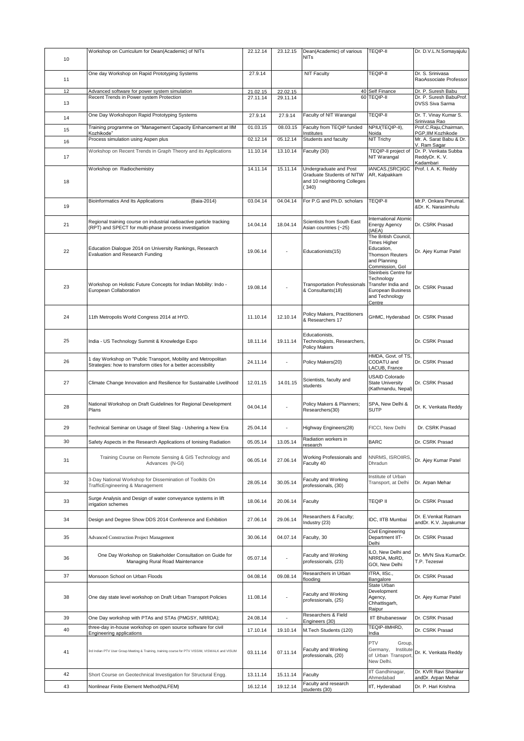| | | | | | | |
|---|---|---|---|---|---|---|
| 10 | Workshop on Curriculum for Dean(Academic) of NITs | 22.12.14 | 23.12.15 | Dean(Academic) of various NITs | TEQIP-II | Dr. D.V.L.N.Somayajulu |
| 11 | One day Workshop on Rapid Prototyping Systems | 27.9.14 | | NIT Faculty | TEQIP-II | Dr. S. Srinivasa RaoAssociate Professor |
| 12 | Advanced software for power system simulation | 21.02.15 | 22.02.15 | 40 | Self Finance | Dr. P. Suresh Babu |
| 13 | Recent Trends in Power system Protection | 27.11.14 | 29.11.14 | 60 | TEQIP-II | Dr. P. Suresh BabuProf. DVSS Siva Sarma |
| 14 | One Day Workshopon Rapid Prototyping Systems | 27.9.14 | 27.9.14 | Faculty of NIT Warangal | TEQIP-II | Dr. T. Vinay Kumar S. Srinivasa Rao |
| 15 | Training programme on "Management Capacity Enhancement at IIM Kozhikode" | 01.03.15 | 08.03.15 | Faculty from TEQIP funded Institutes | NPIU(TEQIP-II), Noida | Prof.C.Raju,Chairman, PGP,IIM Kozhikode |
| 16 | Process simulation using Aspen plus | 02.12.14 | 05.12.14 | Students and faculty | NIT Trichy | Mr. A. Sarat Babu & Dr. V. Ram Sagar |
| 17 | Workshop on Recent Trends in Graph Theory and its Applications | 11.10.14 | 13.10.14 | Faculty (30) | TEQIP-II project of NIT Warangal | Dr. P. Venkata Subba ReddyDr. K. V. Kadambari |
| 18 | Workshop on Radiochemistry | 14.11.14 | 15.11.14 | Undergraduate and Post Graduate Students of NITW and 10 neighboring Colleges ( 340) | IANCAS,(SRC)IGCAR, Kalpakkam | Prof. I. A. K. Reddy |
| 19 | Bioinformatics And Its Applications (Baia-2014) | 03.04.14 | 04.04.14 | For P.G and Ph.D. scholars | TEQIP-II | Mr.P. Onkara Perumal. &Dr. K. Narasimhulu |
| 21 | Regional training course on industrial radioactive particle tracking (RPT) and SPECT for multi-phase process investigation | 14.04.14 | 18.04.14 | Scientists from South East Asian countries (~25) | International Atomic Energy Agency (IAEA) | Dr. CSRK Prasad |
| 22 | Education Dialogue 2014 on University Rankings, Research Evaluation and Research Funding | 19.06.14 | - | Educationists(15) | The British Council, Times Higher Education, Thomson Reuters and Planning Commission, GoI | Dr. Ajey Kumar Patel |
| 23 | Workshop on Holistic Future Concepts for Indian Mobility: Indo - European Collaboration | 19.08.14 | - | Transportation Professionals & Consultants(18) | Steinbeis Centre for Technology Transfer India and European Business and Technology Centre | Dr. CSRK Prasad |
| 24 | 11th Metropolis World Congress 2014 at HYD. | 11.10.14 | 12.10.14 | Policy Makers, Practitioners & Researchers 17 | GHMC, Hyderabad | Dr. CSRK Prasad |
| 25 | India - US Technology Summit & Knowledge Expo | 18.11.14 | 19.11.14 | Educationists, Technologists, Researchers, Policy Makers | | Dr. CSRK Prasad |
| 26 | 1 day Workshop on "Public Transport, Mobility and Metropolitan Strategies: how to transform cities for a better accessibility | 24.11.14 | - | Policy Makers(20) | HMDA, Govt. of TS, CODATU and LACUB, France | Dr. CSRK Prasad |
| 27 | Climate Change Innovation and Resilience for Sustainable Livelihood | 12.01.15 | 14.01.15 | Scientists, faculty and students | USAID Colorado State University (Kathmandu, Nepal) | Dr. CSRK Prasad |
| 28 | National Workshop on Draft Guidelines for Regional Development Plans | 04.04.14 | - | Policy Makers & Planners; Researchers(30) | SPA, New Delhi & SUTP | Dr. K. Venkata Reddy |
| 29 | Technical Seminar on Usage of Steel Slag - Ushering a New Era | 25.04.14 | - | Highway Engineers(28) | FICCI, New Delhi | Dr. CSRK Prasad |
| 30 | Safety Aspects in the Research Applications of Ionising Radiation | 05.05.14 | 13.05.14 | Radiation workers in research | BARC | Dr. CSRK Prasad |
| 31 | Training Course on Remote Sensing & GIS Technology and Advances (N-GI) | 06.05.14 | 27.06.14 | Working Professionals and Faculty 40 | NNRMS, ISROIIRS, Dhradun | Dr. Ajey Kumar Patel |
| 32 | 3-Day National Workshop for Dissemination of Toolkits On TrafficEngineering & Management | 28.05.14 | 30.05.14 | Faculty and Working professionals, (30) | Institute of Urban Transport, at Delhi | Dr. Arpan Mehar |
| 33 | Surge Analysis and Design of water conveyance systems in lift irrigation schemes | 18.06.14 | 20.06.14 | Faculty | TEQIP II | Dr. CSRK Prasad |
| 34 | Design and Degree Show DDS 2014 Conference and Exhibition | 27.06.14 | 29.06.14 | Researchers & Faculty; Industry (23) | IDC, IITB Mumbai | Dr. E.Venkat Ratnam andDr. K.V. Jayakumar |
| 35 | Advanced Construction Project Management | 30.06.14 | 04.07.14 | Faculty, 30 | Civil Engineering Department IIT-Delhi | Dr. CSRK Prasad |
| 36 | One Day Workshop on Stakeholder Consultation on Guide for Managing Rural Road Maintenance | 05.07.14 | - | Faculty and Working professionals, (23) | ILO, New Delhi and NRRDA, MoRD, GOI, New Delhi | Dr. MVN Siva KumarDr. T.P. Tezeswi |
| 37 | Monsoon School on Urban Floods | 04.08.14 | 09.08.14 | Researchers in Urban flooding | ITRA, IISc., Bangalore | Dr. CSRK Prasad |
| 38 | One day state level workshop on Draft Urban Transport Policies | 11.08.14 | - | Faculty and Working professionals, (25) | State Urban Development Agency, Chhattisgarh, Raipur | Dr. Ajey Kumar Patel |
| 39 | One Day workshop with PTAs and STAs (PMGSY, NRRDA); | 24.08.14 | - | Researchers & Field Engineers (30) | IIT Bhubaneswar | Dr. CSRK Prasad |
| 40 | three-day in-house workshop on open source software for civil Engineering applications | 17.10.14 | 19.10.14 | M.Tech Students (120) | TEQIP-IIMHRD, India | Dr. CSRK Prasad |
| 41 | 3rd Indian PTV User Group Meeting & Training, training course for PTV VISSIM, VISWALK and VISUM | 03.11.14 | 07.11.14 | Faculty and Working professionals, (20) | PTV Group, Germany, Institute of Urban Transport, New Delhi. | Dr. K. Venkata Reddy |
| 42 | Short Course on Geotechnical Investigation for Structural Engg. | 13.11.14 | 15.11.14 | Faculty | IIT Gandhinagar, Ahmedabad | Dr. KVR Ravi Shankar andDr. Arpan Mehar |
| 43 | Nonlinear Finite Element Method(NLFEM) | 16.12.14 | 19.12.14 | Faculty and research students (30) | IIT, Hyderabad | Dr. P. Hari Krishna |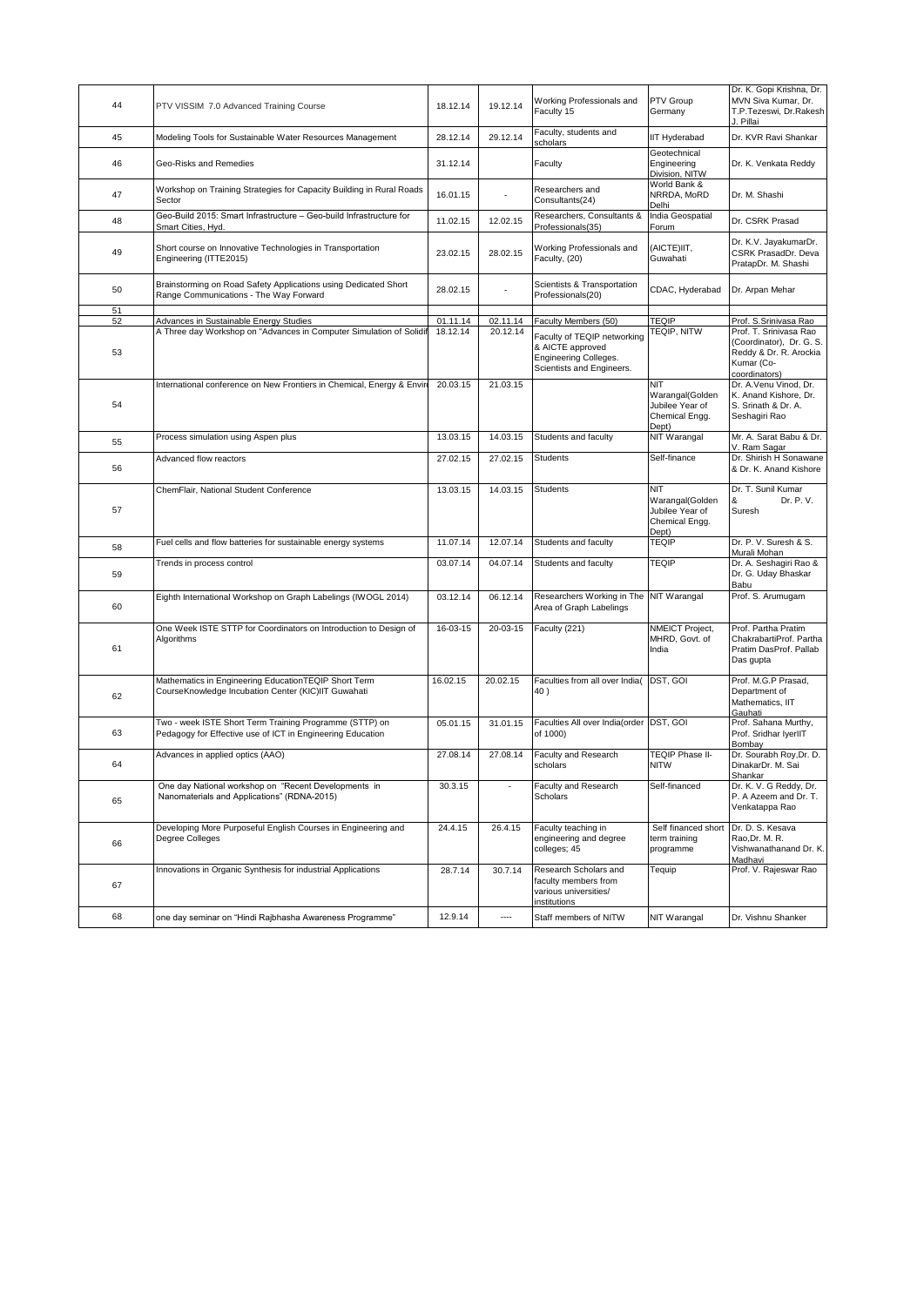| 44 | PTV VISSIM 7.0 Advanced Training Course | 18.12.14 | 19.12.14 | Working Professionals and Faculty 15 | PTV Group Germany | Dr. K. Gopi Krishna, Dr. MVN Siva Kumar, Dr. T.P.Tezeswi, Dr.Rakesh J. Pillai |
|---|---|---|---|---|---|---|
| 45 | Modeling Tools for Sustainable Water Resources Management | 28.12.14 | 29.12.14 | Faculty, students and scholars | IIT Hyderabad | Dr. KVR Ravi Shankar |
| 46 | Geo-Risks and Remedies | 31.12.14 | | Faculty | Geotechnical Engineering Division, NITW | Dr. K. Venkata Reddy |
| 47 | Workshop on Training Strategies for Capacity Building in Rural Roads Sector | 16.01.15 | - | Researchers and Consultants(24) | World Bank & NRRDA, MoRD Delhi | Dr. M. Shashi |
| 48 | Geo-Build 2015: Smart Infrastructure – Geo-build Infrastructure for Smart Cities, Hyd. | 11.02.15 | 12.02.15 | Researchers, Consultants & Professionals(35) | India Geospatial Forum | Dr. CSRK Prasad |
| 49 | Short course on Innovative Technologies in Transportation Engineering (ITTE2015) | 23.02.15 | 28.02.15 | Working Professionals and Faculty, (20) | (AICTE)IIT, Guwahati | Dr. K.V. JayakumarDr. CSRK PrasadDr. Deva PratapDr. M. Shashi |
| 50 | Brainstorming on Road Safety Applications using Dedicated Short Range Communications - The Way Forward | 28.02.15 | - | Scientists & Transportation Professionals(20) | CDAC, Hyderabad | Dr. Arpan Mehar |
| 51 | | | | | | |
| 52 | Advances in Sustainable Energy Studies | 01.11.14 | 02.11.14 | Faculty Members (50) | TEQIP | Prof. S.Srinivasa Rao |
| 53 | A Three day Workshop on "Advances in Computer Simulation of Solidif | 18.12.14 | 20.12.14 | Faculty of TEQIP networking & AICTE approved Engineering Colleges. Scientists and Engineers. | TEQIP, NITW | Prof. T. Srinivasa Rao (Coordinator), Dr. G. S. Reddy & Dr. R. Arockia Kumar (Co-coordinators) |
| 54 | International conference on New Frontiers in Chemical, Energy & Envir | 20.03.15 | 21.03.15 | | NIT Warangal(Golden Jubilee Year of Chemical Engg. Dept) | Dr. A.Venu Vinod, Dr. K. Anand Kishore, Dr. S. Srinath & Dr. A. Seshagiri Rao |
| 55 | Process simulation using Aspen plus | 13.03.15 | 14.03.15 | Students and faculty | NIT Warangal | Mr. A. Sarat Babu & Dr. V. Ram Sagar |
| 56 | Advanced flow reactors | 27.02.15 | 27.02.15 | Students | Self-finance | Dr. Shirish H Sonawane & Dr. K. Anand Kishore |
| 57 | ChemFlair, National Student Conference | 13.03.15 | 14.03.15 | Students | NIT Warangal(Golden Jubilee Year of Chemical Engg. Dept) | Dr. T. Sunil Kumar & Dr. P. V. Suresh |
| 58 | Fuel cells and flow batteries for sustainable energy systems | 11.07.14 | 12.07.14 | Students and faculty | TEQIP | Dr. P. V. Suresh & S. Murali Mohan |
| 59 | Trends in process control | 03.07.14 | 04.07.14 | Students and faculty | TEQIP | Dr. A. Seshagiri Rao & Dr. G. Uday Bhaskar Babu |
| 60 | Eighth International Workshop on Graph Labelings (IWOGL 2014) | 03.12.14 | 06.12.14 | Researchers Working in The Area of Graph Labelings | NIT Warangal | Prof. S. Arumugam |
| 61 | One Week ISTE STTP for Coordinators on Introduction to Design of Algorithms | 16-03-15 | 20-03-15 | Faculty (221) | NMEICT Project, MHRD, Govt. of India | Prof. Partha Pratim ChakrabartiProf. Partha Pratim DasProf. Pallab Das gupta |
| 62 | Mathematics in Engineering EducationTEQIP Short Term CourseKnowledge Incubation Center (KIC)IIT Guwahati | 16.02.15 | 20.02.15 | Faculties from all over India( 40 ) | DST, GOI | Prof. M.G.P Prasad, Department of Mathematics, IIT Gauhati |
| 63 | Two - week ISTE Short Term Training Programme (STTP) on Pedagogy for Effective use of ICT in Engineering Education | 05.01.15 | 31.01.15 | Faculties All over India(order of 1000) | DST, GOI | Prof. Sahana Murthy, Prof. Sridhar IyerIIT Bombay |
| 64 | Advances in applied optics (AAO) | 27.08.14 | 27.08.14 | Faculty and Research scholars | TEQIP Phase II-NITW | Dr. Sourabh Roy,Dr. D. DinakarDr. M. Sai Shankar |
| 65 | One day National workshop on "Recent Developments in Nanomaterials and Applications" (RDNA-2015) | 30.3.15 | - | Faculty and Research Scholars | Self-financed | Dr. K. V. G Reddy, Dr. P. A Azeem and Dr. T. Venkatappa Rao |
| 66 | Developing More Purposeful English Courses in Engineering and Degree Colleges | 24.4.15 | 26.4.15 | Faculty teaching in engineering and degree colleges; 45 | Self financed short term training programme | Dr. D. S. Kesava Rao,Dr. M. R. Vishwanathanand Dr. K. Madhavi |
| 67 | Innovations in Organic Synthesis for industrial Applications | 28.7.14 | 30.7.14 | Research Scholars and faculty members from various universities/ institutions | Tequip | Prof. V. Rajeswar Rao |
| 68 | one day seminar on "Hindi Rajbhasha Awareness Programme" | 12.9.14 | ---- | Staff members of NITW | NIT Warangal | Dr. Vishnu Shanker |